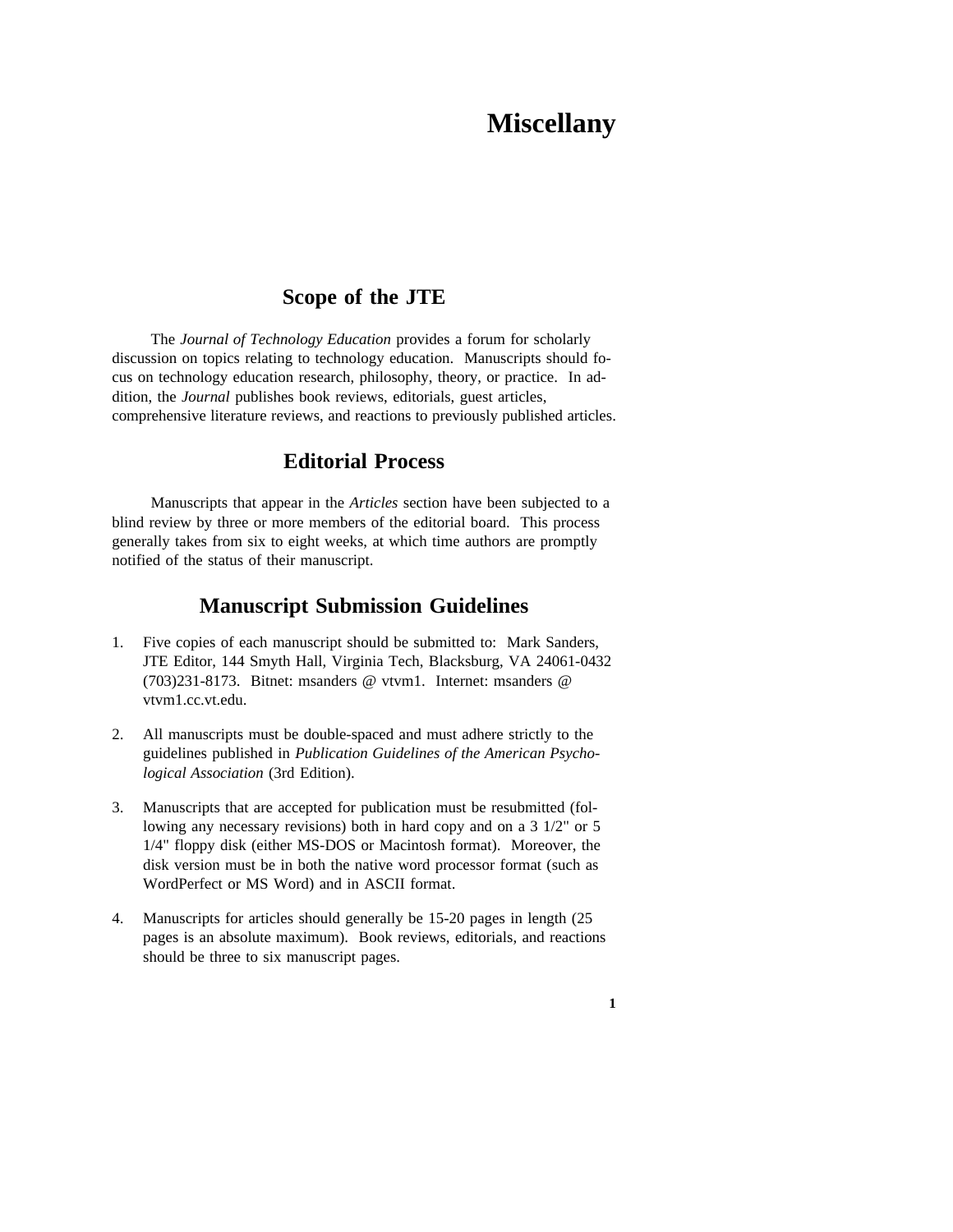# Miscellany

## Scope of the JTE

The *Journal of Technology Education* provides a forum for scholarly discussion on topics relating to technology education. Manuscripts should focus on technology education research, philosophy, theory, or practice. In addition, the *Journal* publishes book reviews, editorials, guest articles, comprehensive literature reviews, and reactions to previously published articles.

## Editorial Process

Manuscripts that appear in the *Articles* section have been subjected to a blind review by three or more members of the editorial board. This process generally takes from six to eight weeks, at which time authors are promptly notified of the status of their manuscript.

## Manuscript Submission Guidelines

1. Five copies of each manuscript should be submitted to: Mark Sanders, JTE Editor, 144 Smyth Hall, Virginia Tech, Blacksburg, VA 24061-0432 (703)231-8173. Bitnet: msanders @ vtvm1. Internet: msanders @ vtvm1.cc.vt.edu.

2. All manuscripts must be double-spaced and must adhere strictly to the guidelines published in *Publication Guidelines of the American Psychological Association* (3rd Edition).

3. Manuscripts that are accepted for publication must be resubmitted (following any necessary revisions) both in hard copy and on a 3 1/2" or 5 1/4" floppy disk (either MS-DOS or Macintosh format). Moreover, the disk version must be in both the native word processor format (such as WordPerfect or MS Word) and in ASCII format.

4. Manuscripts for articles should generally be 15-20 pages in length (25 pages is an absolute maximum). Book reviews, editorials, and reactions should be three to six manuscript pages.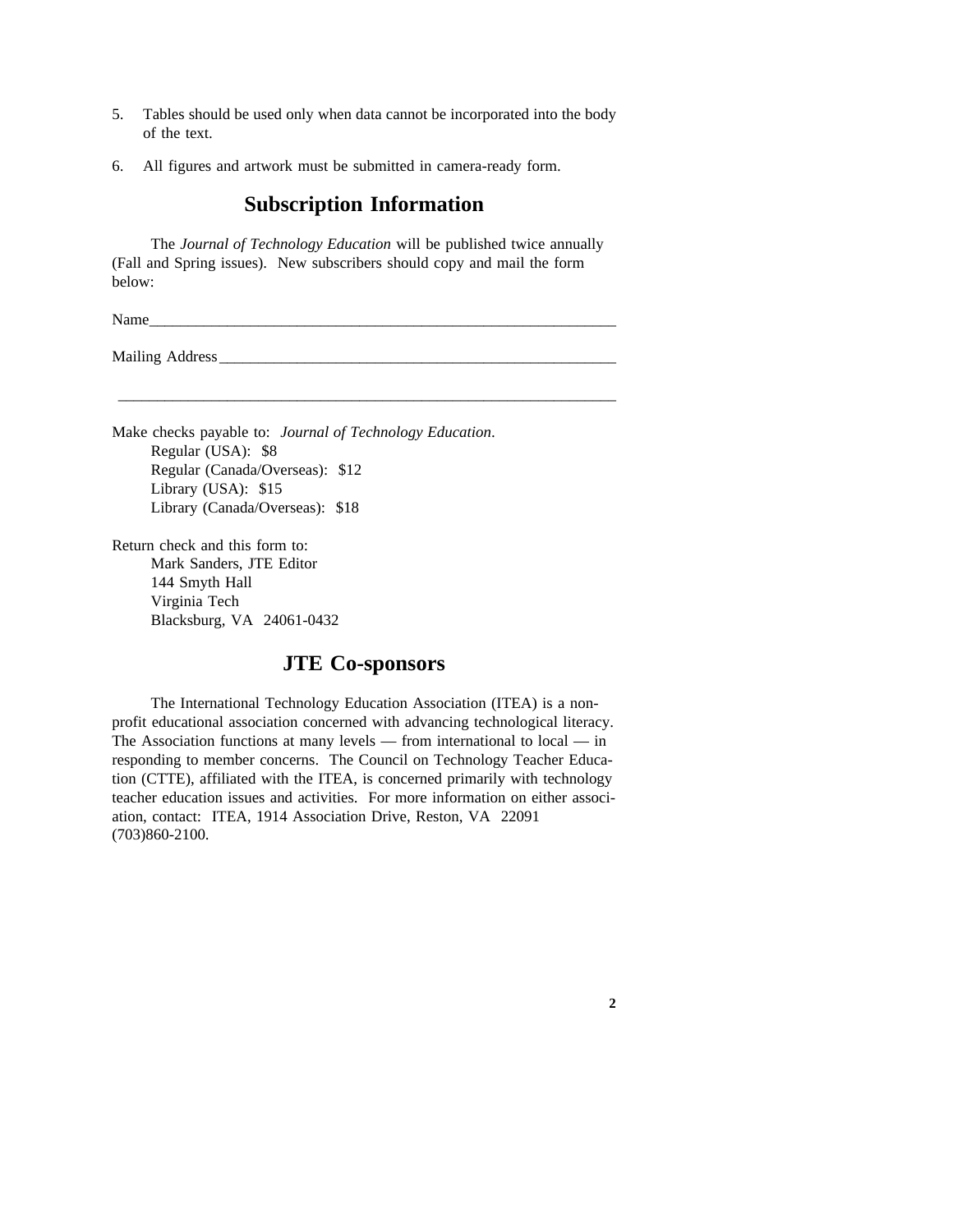5. Tables should be used only when data cannot be incorporated into the body of the text.

6. All figures and artwork must be submitted in camera-ready form.

## Subscription Information

The *Journal of Technology Education* will be published twice annually (Fall and Spring issues). New subscribers should copy and mail the form below:

Name_______________________________________________________________

Mailing Address______________________________________________________

___________________________________________________________________

Make checks payable to: *Journal of Technology Education*.
Regular (USA): $8
Regular (Canada/Overseas): $12
Library (USA): $15
Library (Canada/Overseas): $18

Return check and this form to:
Mark Sanders, JTE Editor
144 Smyth Hall
Virginia Tech
Blacksburg, VA 24061-0432

## JTE Co-sponsors

The International Technology Education Association (ITEA) is a non-profit educational association concerned with advancing technological literacy. The Association functions at many levels — from international to local — in responding to member concerns. The Council on Technology Teacher Education (CTTE), affiliated with the ITEA, is concerned primarily with technology teacher education issues and activities. For more information on either association, contact: ITEA, 1914 Association Drive, Reston, VA 22091 (703)860-2100.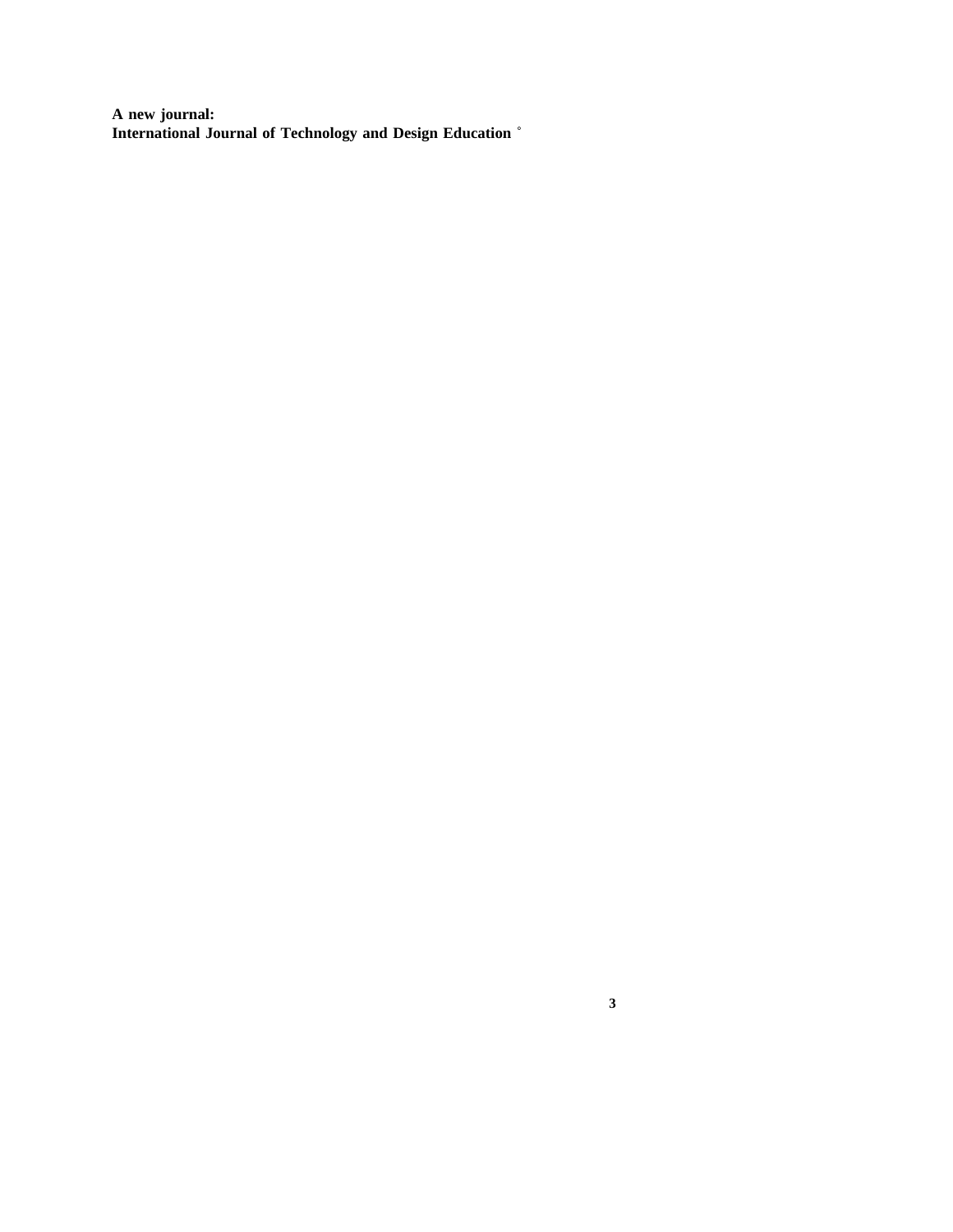**A new journal:**
**International Journal of Technology and Design Education** °